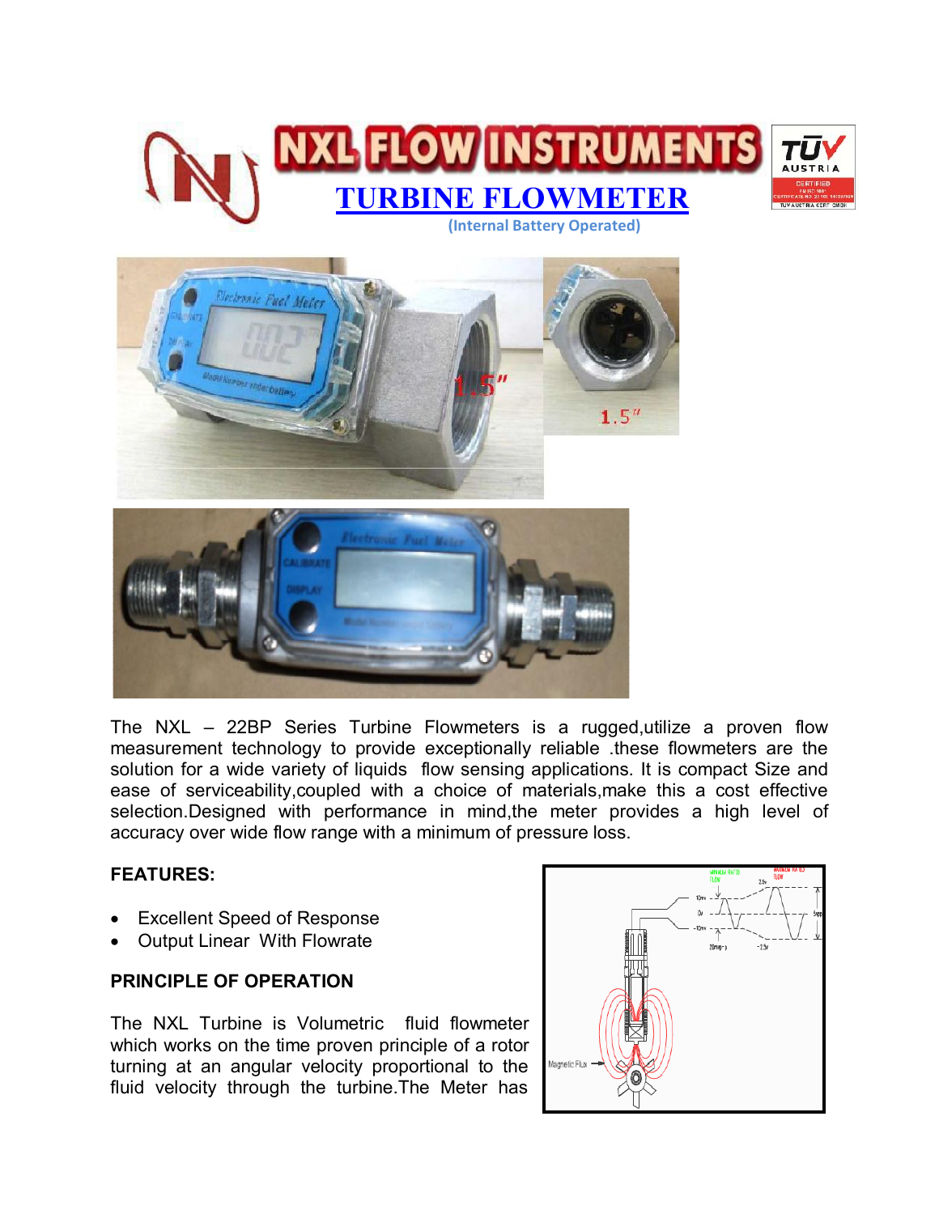# NXL FLOW INSTRUMENTS

## TURBINE FLOWMETER

(Internal Battery Operated)

The NXL – 22BP Series Turbine Flowmeters is a rugged,utilize a proven flow measurement technology to provide exceptionally reliable .these flowmeters are the solution for a wide variety of liquids flow sensing applications. It is compact Size and ease of serviceability,coupled with a choice of materials,make this a cost effective selection.Designed with performance in mind,the meter provides a high level of accuracy over wide flow range with a minimum of pressure loss.

**FEATURES:**

- Excellent Speed of Response
- Output Linear With Flowrate

**PRINCIPLE OF OPERATION**

The NXL Turbine is Volumetric fluid flowmeter which works on the time proven principle of a rotor turning at an angular velocity proportional to the fluid velocity through the turbine.The Meter has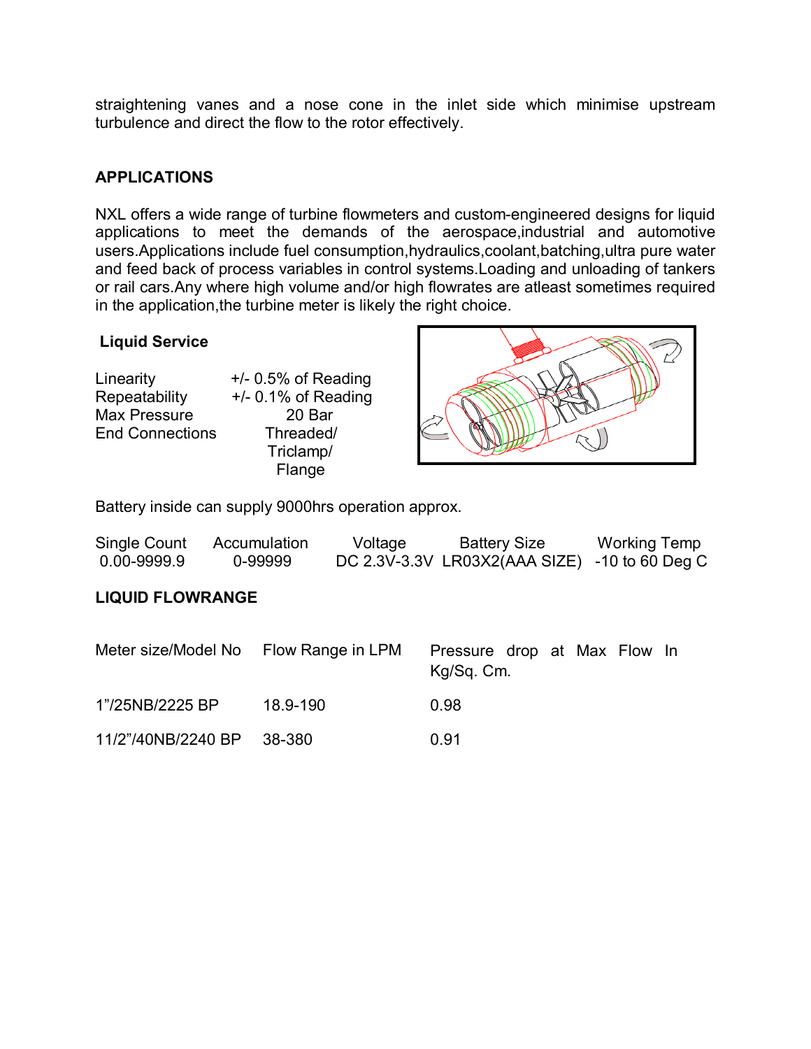straightening vanes and a nose cone in the inlet side which minimise upstream turbulence and direct the flow to the rotor effectively.

## APPLICATIONS

NXL offers a wide range of turbine flowmeters and custom-engineered designs for liquid applications to meet the demands of the aerospace,industrial and automotive users.Applications include fuel consumption,hydraulics,coolant,batching,ultra pure water and feed back of process variables in control systems.Loading and unloading of tankers or rail cars.Any where high volume and/or high flowrates are atleast sometimes required in the application,the turbine meter is likely the right choice.

### Liquid Service

| | |
|---|---|
| Linearity | +/- 0.5% of Reading |
| Repeatability | +/- 0.1% of Reading |
| Max Pressure | 20 Bar |
| End Connections | Threaded/ Triclamp/ Flange |

Battery inside can supply 9000hrs operation approx.

| Single Count | Accumulation | Voltage | Battery Size | Working Temp |
|---|---|---|---|---|
| 0.00-9999.9 | 0-99999 | DC 2.3V-3.3V | LR03X2(AAA SIZE) | -10 to 60 Deg C |

## LIQUID FLOWRANGE

| Meter size/Model No | Flow Range in LPM | Pressure drop at Max Flow In Kg/Sq. Cm. |
|---|---|---|
| 1"/25NB/2225 BP | 18.9-190 | 0.98 |
| 11/2"/40NB/2240 BP | 38-380 | 0.91 |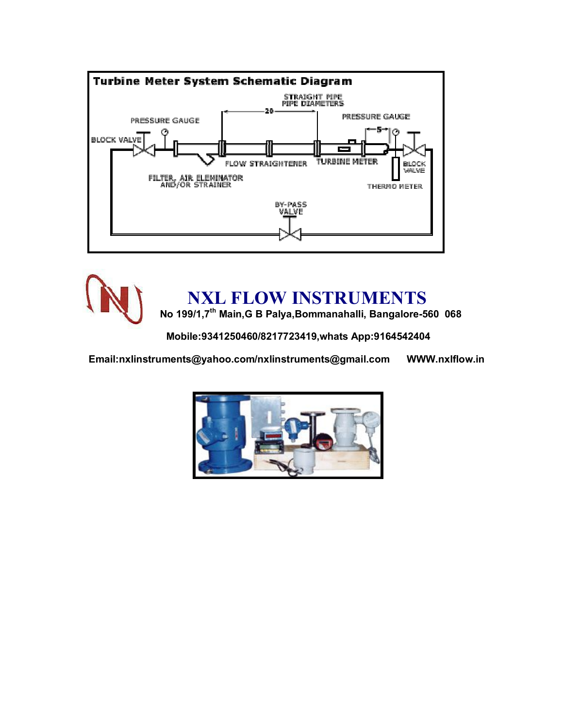Turbine Meter System Schematic Diagram

STRAIGHT PIPE
PIPE DIAMETERS

20

5

PRESSURE GAUGE

PRESSURE GAUGE

BLOCK VALVE

FLOW STRAIGHTENER

TURBINE METER

BLOCK VALVE

FILTER, AIR ELEMINATOR AND/OR STRAINER

THERMO METER

BY-PASS VALVE

# NXL FLOW INSTRUMENTS

**No 199/1,7th Main,G B Palya,Bommanahalli, Bangalore-560 068**

**Mobile:9341250460/8217723419,whats App:9164542404**

**Email:nxlinstruments@yahoo.com/nxlinstruments@gmail.com WWW.nxlflow.in**